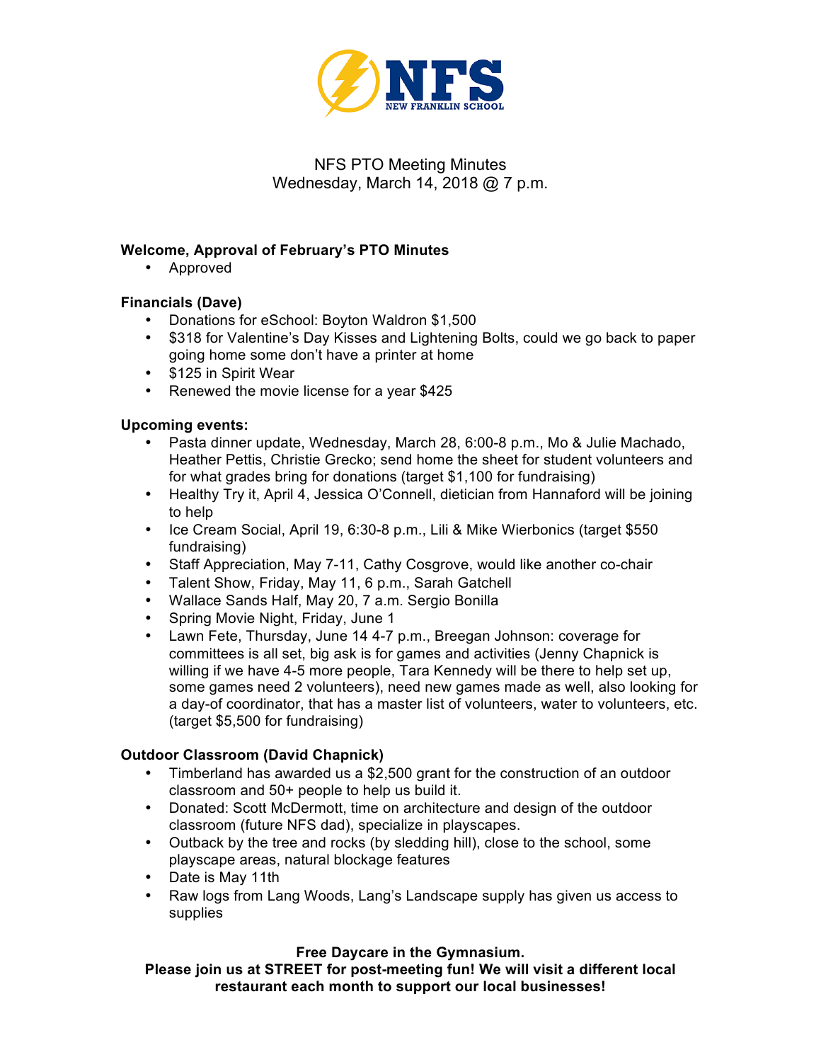NFS
NEW FRANKLIN SCHOOL

# NFS PTO Meeting Minutes
Wednesday, March 14, 2018 @ 7 p.m.

**Welcome, Approval of February's PTO Minutes**

- Approved

**Financials (Dave)**

- Donations for eSchool: Boyton Waldron $1,500
- $318 for Valentine's Day Kisses and Lightening Bolts, could we go back to paper going home some don't have a printer at home
- $125 in Spirit Wear
- Renewed the movie license for a year $425

**Upcoming events:**

- Pasta dinner update, Wednesday, March 28, 6:00-8 p.m., Mo & Julie Machado, Heather Pettis, Christie Grecko; send home the sheet for student volunteers and for what grades bring for donations (target $1,100 for fundraising)
- Healthy Try it, April 4, Jessica O'Connell, dietician from Hannaford will be joining to help
- Ice Cream Social, April 19, 6:30-8 p.m., Lili & Mike Wierbonics (target $550 fundraising)
- Staff Appreciation, May 7-11, Cathy Cosgrove, would like another co-chair
- Talent Show, Friday, May 11, 6 p.m., Sarah Gatchell
- Wallace Sands Half, May 20, 7 a.m. Sergio Bonilla
- Spring Movie Night, Friday, June 1
- Lawn Fete, Thursday, June 14 4-7 p.m., Breegan Johnson: coverage for committees is all set, big ask is for games and activities (Jenny Chapnick is willing if we have 4-5 more people, Tara Kennedy will be there to help set up, some games need 2 volunteers), need new games made as well, also looking for a day-of coordinator, that has a master list of volunteers, water to volunteers, etc. (target $5,500 for fundraising)

**Outdoor Classroom (David Chapnick)**

- Timberland has awarded us a $2,500 grant for the construction of an outdoor classroom and 50+ people to help us build it.
- Donated: Scott McDermott, time on architecture and design of the outdoor classroom (future NFS dad), specialize in playscapes.
- Outback by the tree and rocks (by sledding hill), close to the school, some playscape areas, natural blockage features
- Date is May 11th
- Raw logs from Lang Woods, Lang's Landscape supply has given us access to supplies

**Free Daycare in the Gymnasium.**
**Please join us at STREET for post-meeting fun! We will visit a different local restaurant each month to support our local businesses!**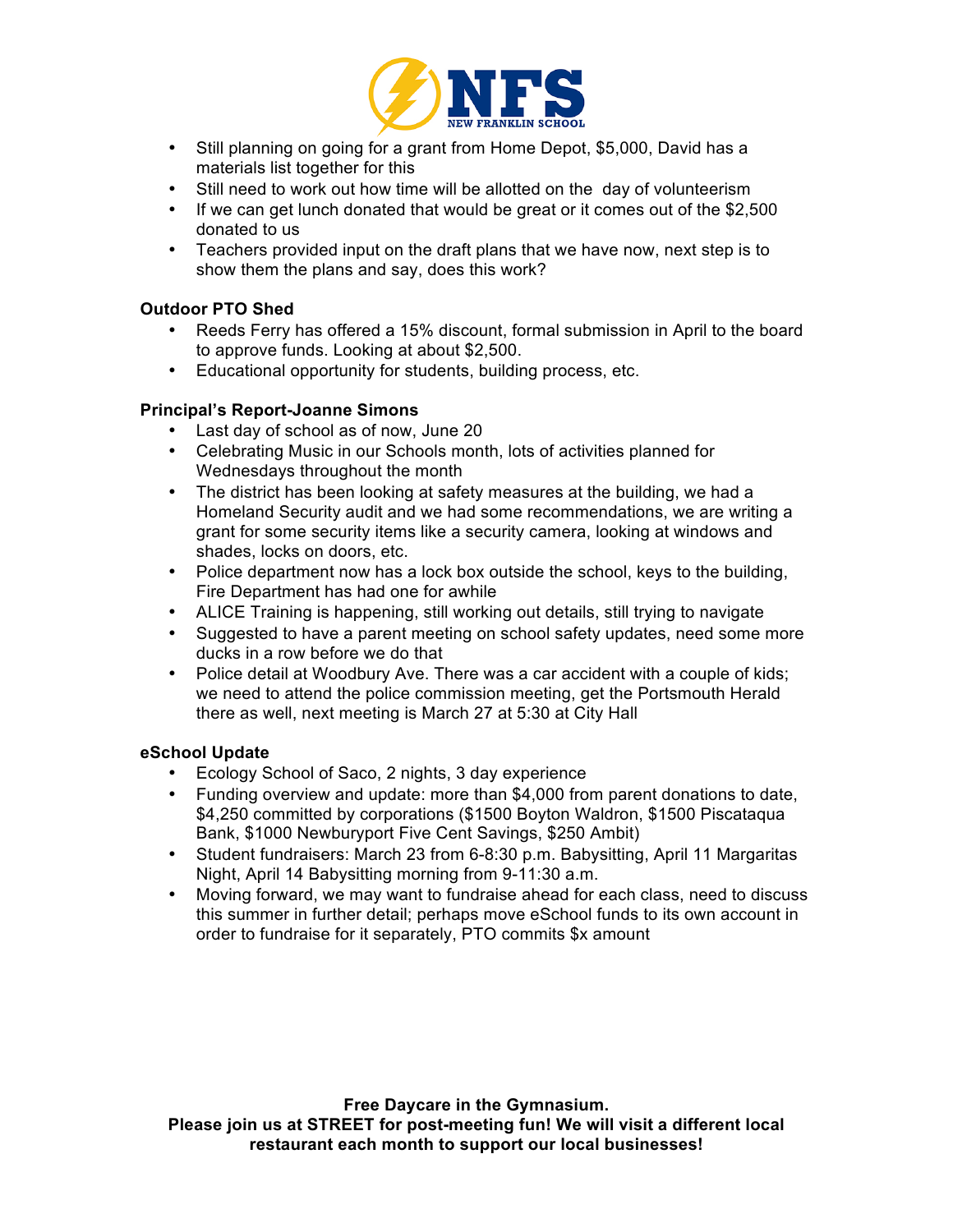- Still planning on going for a grant from Home Depot, $5,000, David has a materials list together for this
- Still need to work out how time will be allotted on the day of volunteerism
- If we can get lunch donated that would be great or it comes out of the $2,500 donated to us
- Teachers provided input on the draft plans that we have now, next step is to show them the plans and say, does this work?

**Outdoor PTO Shed**

- Reeds Ferry has offered a 15% discount, formal submission in April to the board to approve funds. Looking at about $2,500.
- Educational opportunity for students, building process, etc.

**Principal's Report-Joanne Simons**

- Last day of school as of now, June 20
- Celebrating Music in our Schools month, lots of activities planned for Wednesdays throughout the month
- The district has been looking at safety measures at the building, we had a Homeland Security audit and we had some recommendations, we are writing a grant for some security items like a security camera, looking at windows and shades, locks on doors, etc.
- Police department now has a lock box outside the school, keys to the building, Fire Department has had one for awhile
- ALICE Training is happening, still working out details, still trying to navigate
- Suggested to have a parent meeting on school safety updates, need some more ducks in a row before we do that
- Police detail at Woodbury Ave. There was a car accident with a couple of kids; we need to attend the police commission meeting, get the Portsmouth Herald there as well, next meeting is March 27 at 5:30 at City Hall

**eSchool Update**

- Ecology School of Saco, 2 nights, 3 day experience
- Funding overview and update: more than $4,000 from parent donations to date, $4,250 committed by corporations ($1500 Boyton Waldron, $1500 Piscataqua Bank, $1000 Newburyport Five Cent Savings, $250 Ambit)
- Student fundraisers: March 23 from 6-8:30 p.m. Babysitting, April 11 Margaritas Night, April 14 Babysitting morning from 9-11:30 a.m.
- Moving forward, we may want to fundraise ahead for each class, need to discuss this summer in further detail; perhaps move eSchool funds to its own account in order to fundraise for it separately, PTO commits $x amount

**Free Daycare in the Gymnasium.**
**Please join us at STREET for post-meeting fun! We will visit a different local restaurant each month to support our local businesses!**